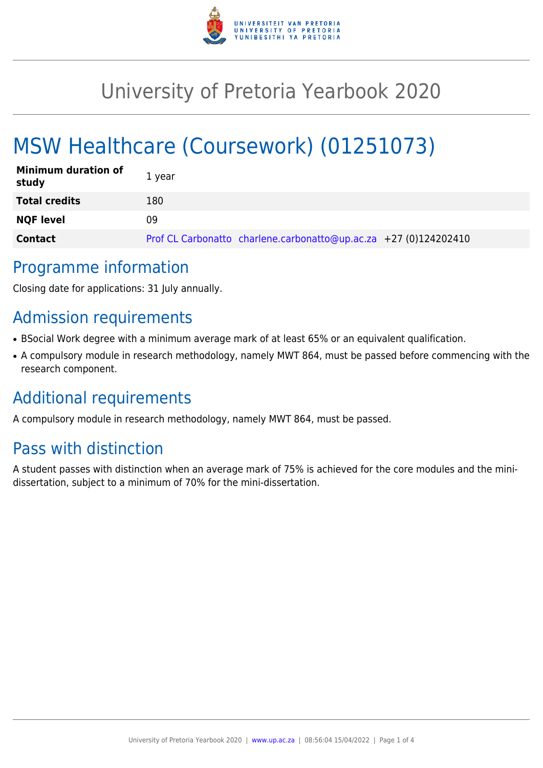# University of Pretoria Yearbook 2020

# MSW Healthcare (Coursework) (01251073)

| | |
|---|---|
| **Minimum duration of study** | 1 year |
| **Total credits** | 180 |
| **NQF level** | 09 |
| **Contact** | Prof CL Carbonatto charlene.carbonatto@up.ac.za +27 (0)124202410 |

## Programme information

Closing date for applications: 31 July annually.

## Admission requirements

- BSocial Work degree with a minimum average mark of at least 65% or an equivalent qualification.
- A compulsory module in research methodology, namely MWT 864, must be passed before commencing with the research component.

## Additional requirements

A compulsory module in research methodology, namely MWT 864, must be passed.

## Pass with distinction

A student passes with distinction when an average mark of 75% is achieved for the core modules and the mini-dissertation, subject to a minimum of 70% for the mini-dissertation.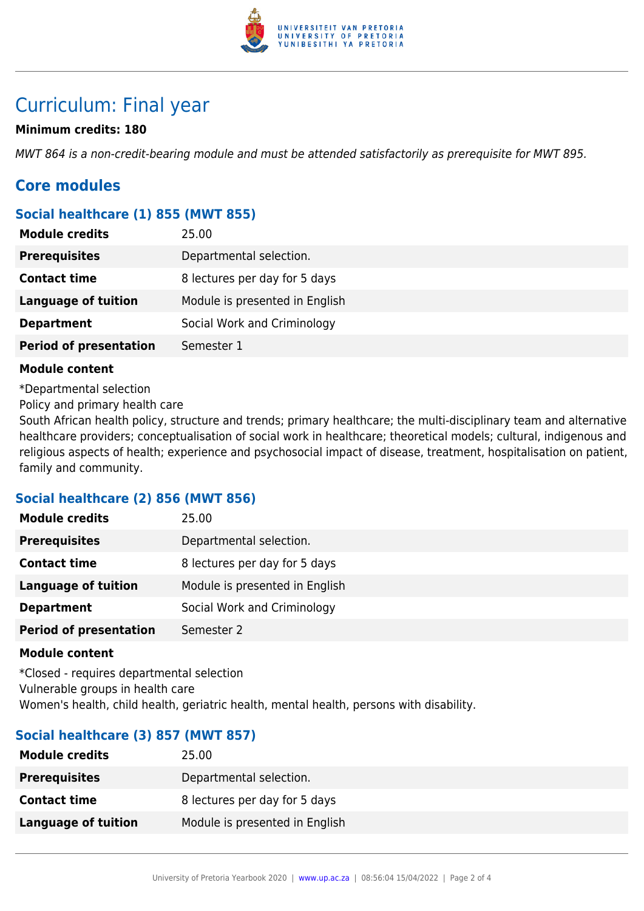# Curriculum: Final year

**Minimum credits: 180**

*MWT 864 is a non-credit-bearing module and must be attended satisfactorily as prerequisite for MWT 895.*

## Core modules

### Social healthcare (1) 855 (MWT 855)

| | |
|---|---|
| **Module credits** | 25.00 |
| **Prerequisites** | Departmental selection. |
| **Contact time** | 8 lectures per day for 5 days |
| **Language of tuition** | Module is presented in English |
| **Department** | Social Work and Criminology |
| **Period of presentation** | Semester 1 |

**Module content**

*Departmental selection

Policy and primary health care

South African health policy, structure and trends; primary healthcare; the multi-disciplinary team and alternative healthcare providers; conceptualisation of social work in healthcare; theoretical models; cultural, indigenous and religious aspects of health; experience and psychosocial impact of disease, treatment, hospitalisation on patient, family and community.

### Social healthcare (2) 856 (MWT 856)

| | |
|---|---|
| **Module credits** | 25.00 |
| **Prerequisites** | Departmental selection. |
| **Contact time** | 8 lectures per day for 5 days |
| **Language of tuition** | Module is presented in English |
| **Department** | Social Work and Criminology |
| **Period of presentation** | Semester 2 |

**Module content**

*Closed - requires departmental selection

Vulnerable groups in health care

Women's health, child health, geriatric health, mental health, persons with disability.

### Social healthcare (3) 857 (MWT 857)

| | |
|---|---|
| **Module credits** | 25.00 |
| **Prerequisites** | Departmental selection. |
| **Contact time** | 8 lectures per day for 5 days |
| **Language of tuition** | Module is presented in English |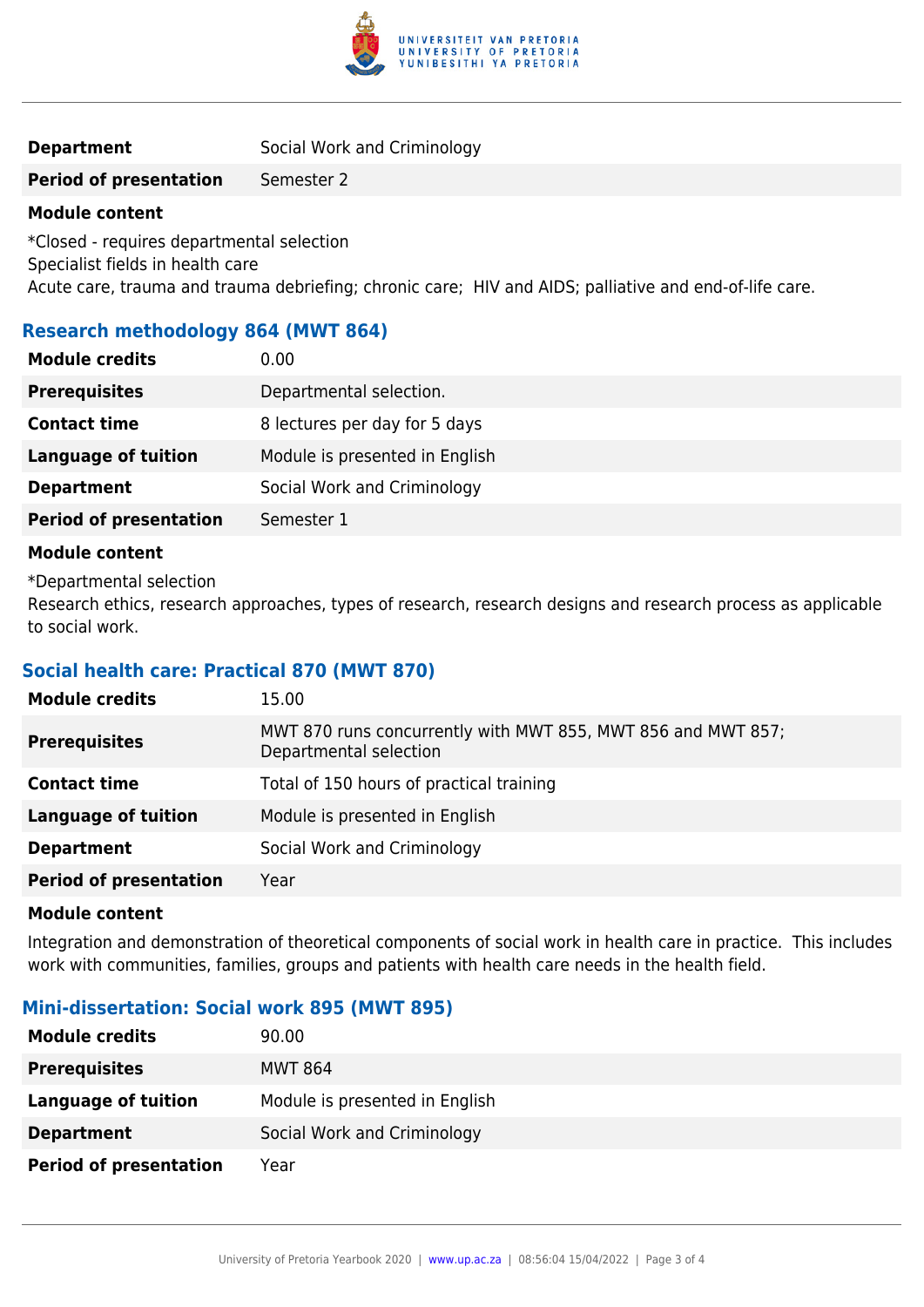| | |
|---|---|
| **Department** | Social Work and Criminology |
| **Period of presentation** | Semester 2 |

**Module content**

*Closed - requires departmental selection
Specialist fields in health care
Acute care, trauma and trauma debriefing; chronic care; HIV and AIDS; palliative and end-of-life care.

### Research methodology 864 (MWT 864)

| | |
|---|---|
| **Module credits** | 0.00 |
| **Prerequisites** | Departmental selection. |
| **Contact time** | 8 lectures per day for 5 days |
| **Language of tuition** | Module is presented in English |
| **Department** | Social Work and Criminology |
| **Period of presentation** | Semester 1 |

**Module content**

*Departmental selection
Research ethics, research approaches, types of research, research designs and research process as applicable to social work.

### Social health care: Practical 870 (MWT 870)

| | |
|---|---|
| **Module credits** | 15.00 |
| **Prerequisites** | MWT 870 runs concurrently with MWT 855, MWT 856 and MWT 857; Departmental selection |
| **Contact time** | Total of 150 hours of practical training |
| **Language of tuition** | Module is presented in English |
| **Department** | Social Work and Criminology |
| **Period of presentation** | Year |

**Module content**

Integration and demonstration of theoretical components of social work in health care in practice. This includes work with communities, families, groups and patients with health care needs in the health field.

### Mini-dissertation: Social work 895 (MWT 895)

| | |
|---|---|
| **Module credits** | 90.00 |
| **Prerequisites** | MWT 864 |
| **Language of tuition** | Module is presented in English |
| **Department** | Social Work and Criminology |
| **Period of presentation** | Year |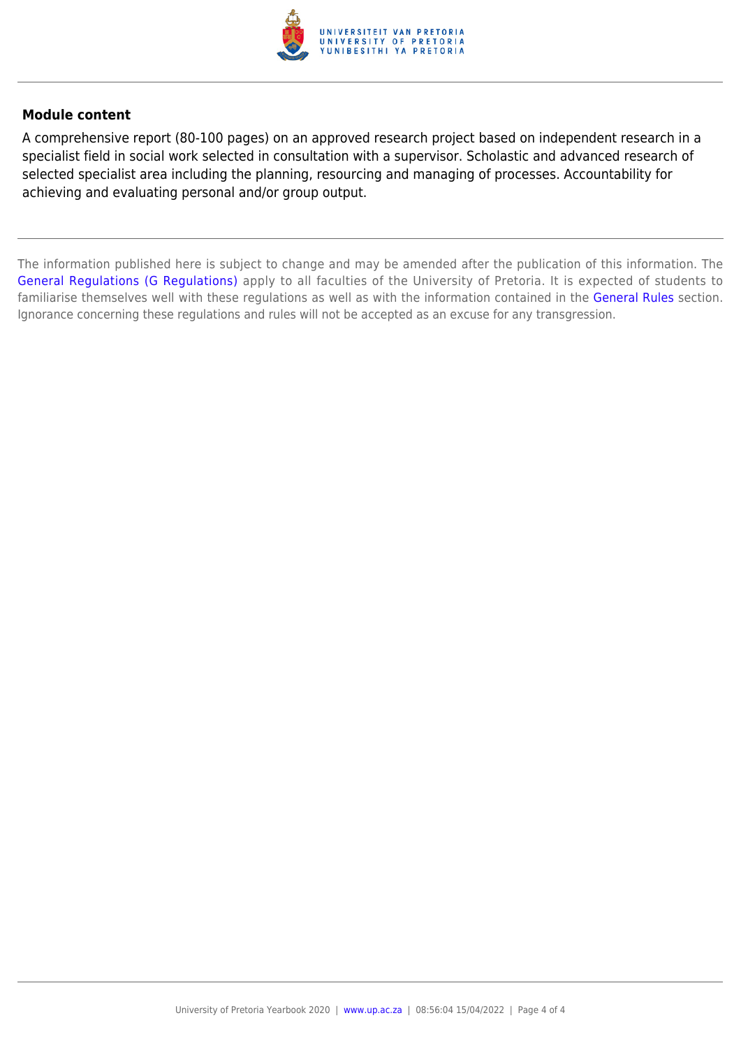### Module content

A comprehensive report (80-100 pages) on an approved research project based on independent research in a specialist field in social work selected in consultation with a supervisor. Scholastic and advanced research of selected specialist area including the planning, resourcing and managing of processes. Accountability for achieving and evaluating personal and/or group output.

The information published here is subject to change and may be amended after the publication of this information. The General Regulations (G Regulations) apply to all faculties of the University of Pretoria. It is expected of students to familiarise themselves well with these regulations as well as with the information contained in the General Rules section. Ignorance concerning these regulations and rules will not be accepted as an excuse for any transgression.